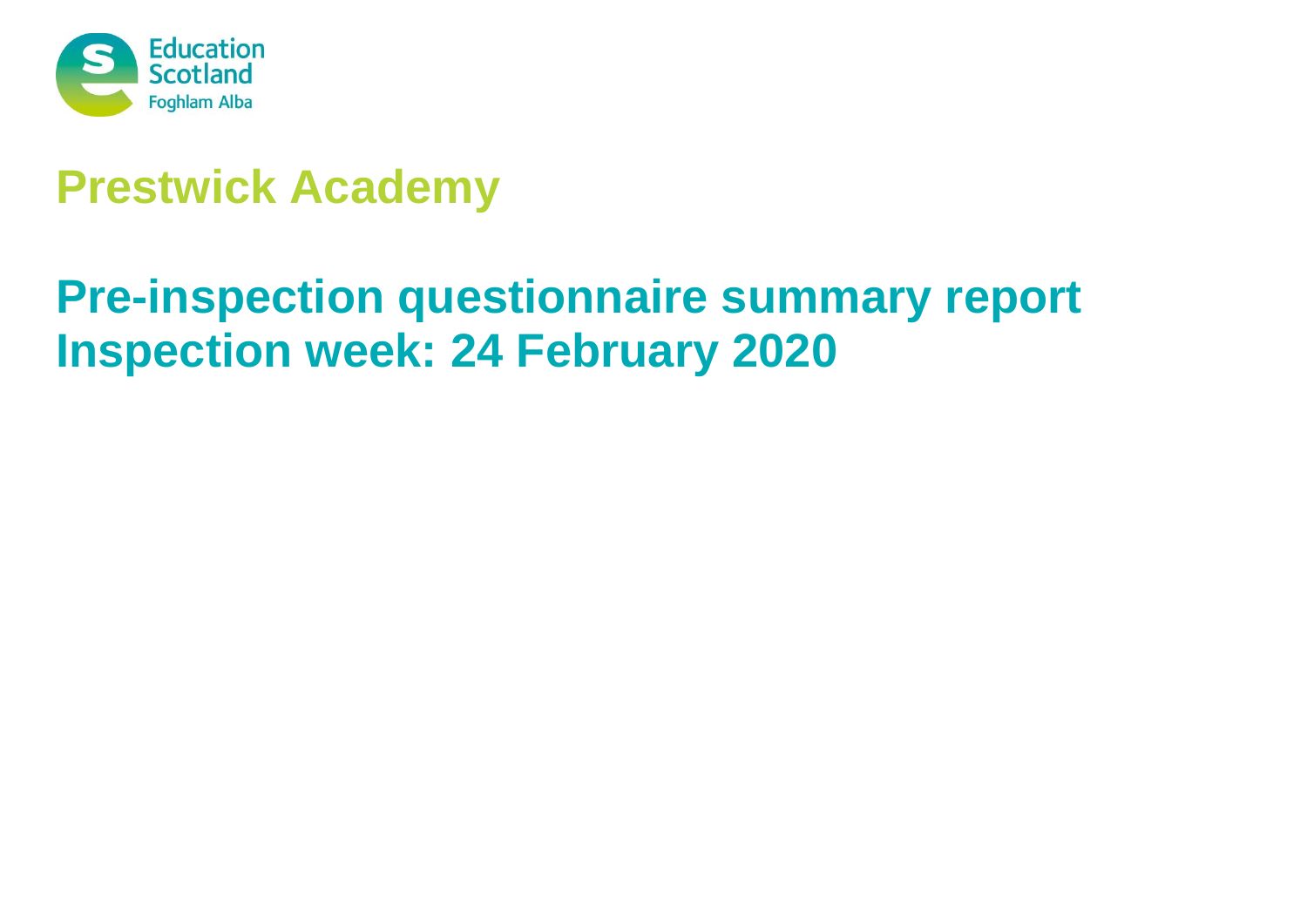Education Scotland
Foghlam Alba

# Prestwick Academy

## Pre-inspection questionnaire summary report
## Inspection week: 24 February 2020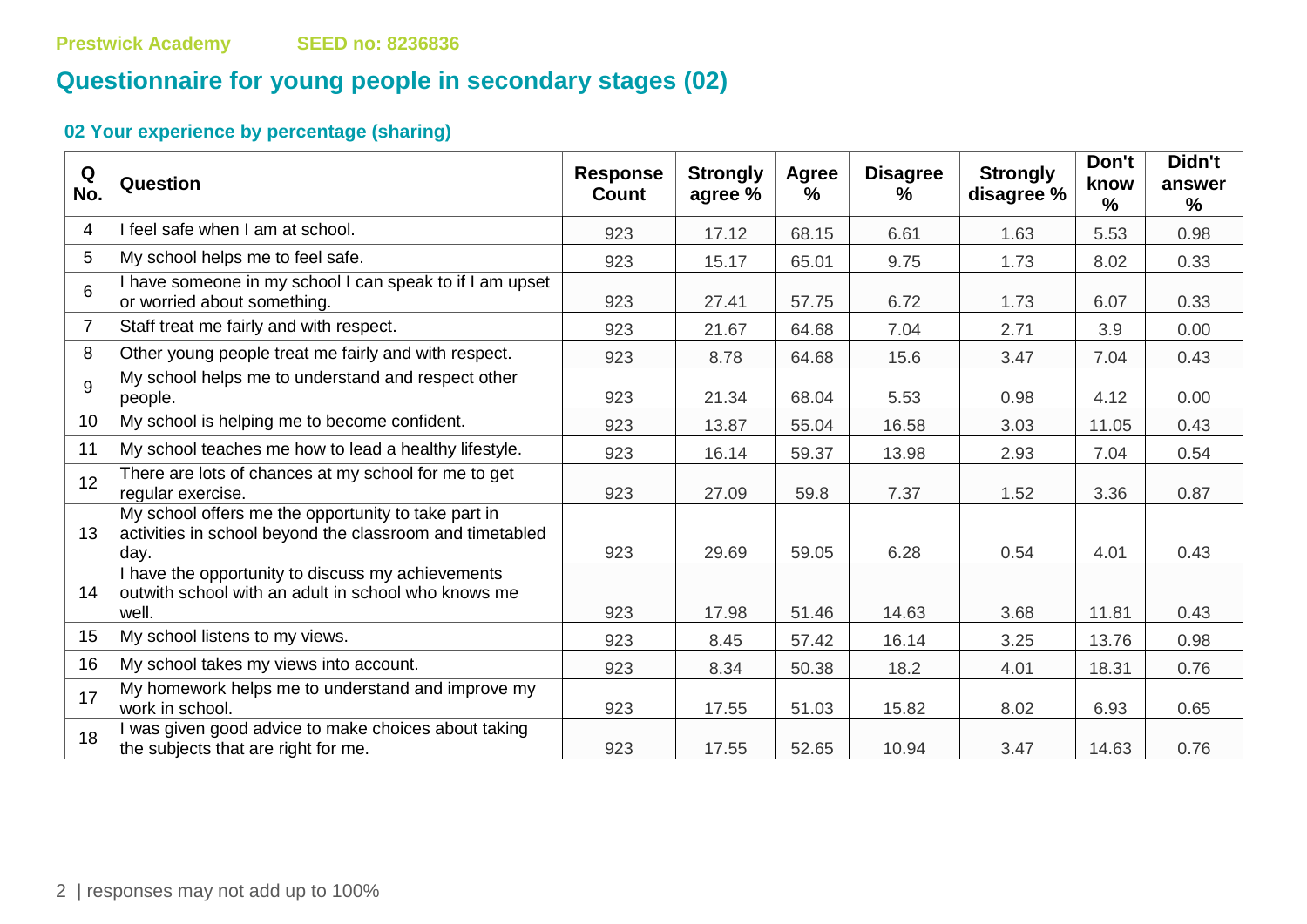Prestwick Academy SEED no: 8236836

# Questionnaire for young people in secondary stages (02)

### 02 Your experience by percentage (sharing)

| Q No. | Question | Response Count | Strongly agree % | Agree % | Disagree % | Strongly disagree % | Don't know % | Didn't answer % |
|---|---|---|---|---|---|---|---|---|
| 4 | I feel safe when I am at school. | 923 | 17.12 | 68.15 | 6.61 | 1.63 | 5.53 | 0.98 |
| 5 | My school helps me to feel safe. | 923 | 15.17 | 65.01 | 9.75 | 1.73 | 8.02 | 0.33 |
| 6 | I have someone in my school I can speak to if I am upset or worried about something. | 923 | 27.41 | 57.75 | 6.72 | 1.73 | 6.07 | 0.33 |
| 7 | Staff treat me fairly and with respect. | 923 | 21.67 | 64.68 | 7.04 | 2.71 | 3.9 | 0.00 |
| 8 | Other young people treat me fairly and with respect. | 923 | 8.78 | 64.68 | 15.6 | 3.47 | 7.04 | 0.43 |
| 9 | My school helps me to understand and respect other people. | 923 | 21.34 | 68.04 | 5.53 | 0.98 | 4.12 | 0.00 |
| 10 | My school is helping me to become confident. | 923 | 13.87 | 55.04 | 16.58 | 3.03 | 11.05 | 0.43 |
| 11 | My school teaches me how to lead a healthy lifestyle. | 923 | 16.14 | 59.37 | 13.98 | 2.93 | 7.04 | 0.54 |
| 12 | There are lots of chances at my school for me to get regular exercise. | 923 | 27.09 | 59.8 | 7.37 | 1.52 | 3.36 | 0.87 |
| 13 | My school offers me the opportunity to take part in activities in school beyond the classroom and timetabled day. | 923 | 29.69 | 59.05 | 6.28 | 0.54 | 4.01 | 0.43 |
| 14 | I have the opportunity to discuss my achievements outwith school with an adult in school who knows me well. | 923 | 17.98 | 51.46 | 14.63 | 3.68 | 11.81 | 0.43 |
| 15 | My school listens to my views. | 923 | 8.45 | 57.42 | 16.14 | 3.25 | 13.76 | 0.98 |
| 16 | My school takes my views into account. | 923 | 8.34 | 50.38 | 18.2 | 4.01 | 18.31 | 0.76 |
| 17 | My homework helps me to understand and improve my work in school. | 923 | 17.55 | 51.03 | 15.82 | 8.02 | 6.93 | 0.65 |
| 18 | I was given good advice to make choices about taking the subjects that are right for me. | 923 | 17.55 | 52.65 | 10.94 | 3.47 | 14.63 | 0.76 |

responses may not add up to 100%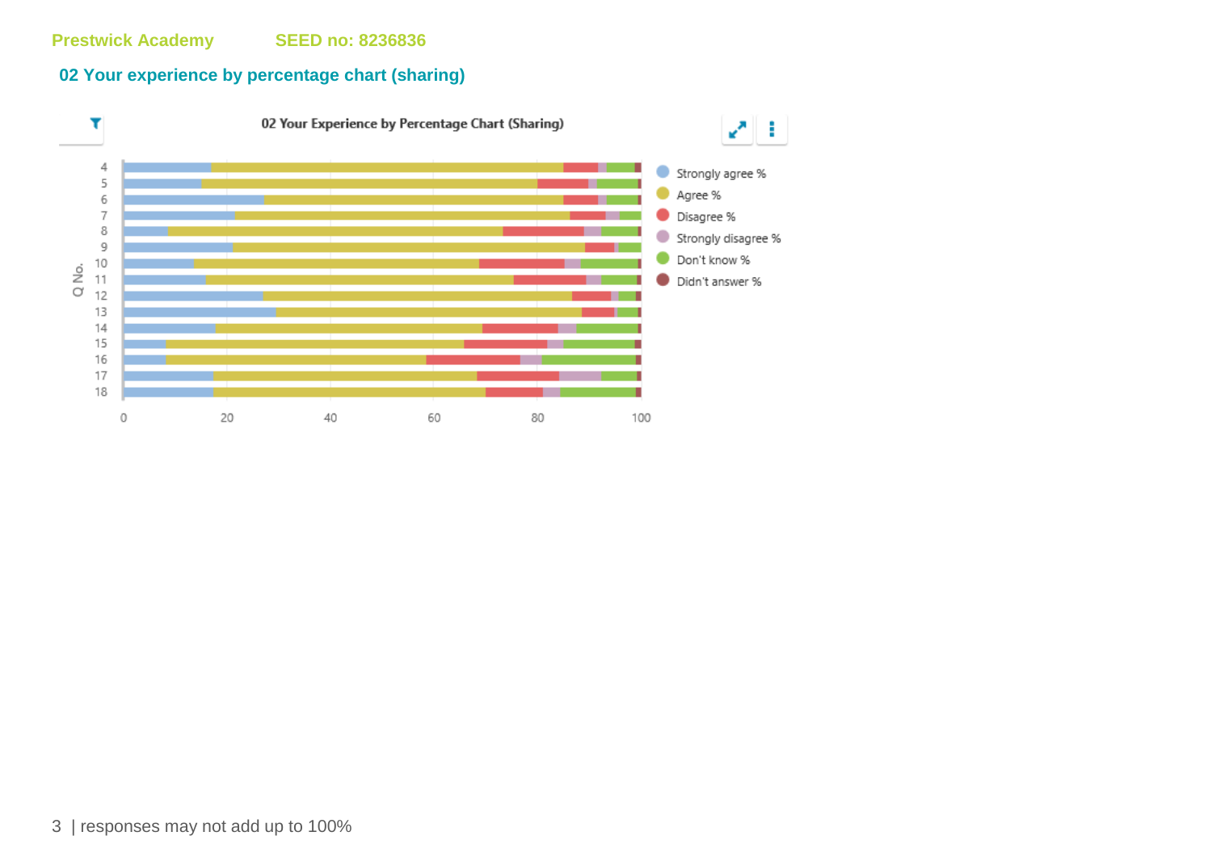Prestwick Academy SEED no: 8236836

## 02 Your experience by percentage chart (sharing)

02 Your Experience by Percentage Chart (Sharing)

Strongly agree %
Agree %
Disagree %
Strongly disagree %
Don't know %
Didn't answer %

Q No.: 4, 5, 6, 7, 8, 9, 10, 11, 12, 13, 14, 15, 16, 17, 18

0 20 40 60 80 100

responses may not add up to 100%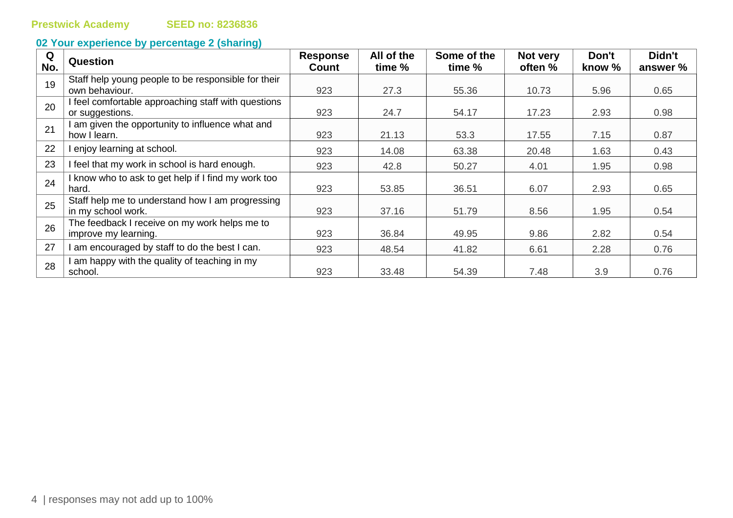Prestwick Academy SEED no: 8236836

## 02 Your experience by percentage 2 (sharing)

| Q No. | Question | Response Count | All of the time % | Some of the time % | Not very often % | Don't know % | Didn't answer % |
|---|---|---|---|---|---|---|---|
| 19 | Staff help young people to be responsible for their own behaviour. | 923 | 27.3 | 55.36 | 10.73 | 5.96 | 0.65 |
| 20 | I feel comfortable approaching staff with questions or suggestions. | 923 | 24.7 | 54.17 | 17.23 | 2.93 | 0.98 |
| 21 | I am given the opportunity to influence what and how I learn. | 923 | 21.13 | 53.3 | 17.55 | 7.15 | 0.87 |
| 22 | I enjoy learning at school. | 923 | 14.08 | 63.38 | 20.48 | 1.63 | 0.43 |
| 23 | I feel that my work in school is hard enough. | 923 | 42.8 | 50.27 | 4.01 | 1.95 | 0.98 |
| 24 | I know who to ask to get help if I find my work too hard. | 923 | 53.85 | 36.51 | 6.07 | 2.93 | 0.65 |
| 25 | Staff help me to understand how I am progressing in my school work. | 923 | 37.16 | 51.79 | 8.56 | 1.95 | 0.54 |
| 26 | The feedback I receive on my work helps me to improve my learning. | 923 | 36.84 | 49.95 | 9.86 | 2.82 | 0.54 |
| 27 | I am encouraged by staff to do the best I can. | 923 | 48.54 | 41.82 | 6.61 | 2.28 | 0.76 |
| 28 | I am happy with the quality of teaching in my school. | 923 | 33.48 | 54.39 | 7.48 | 3.9 | 0.76 |

responses may not add up to 100%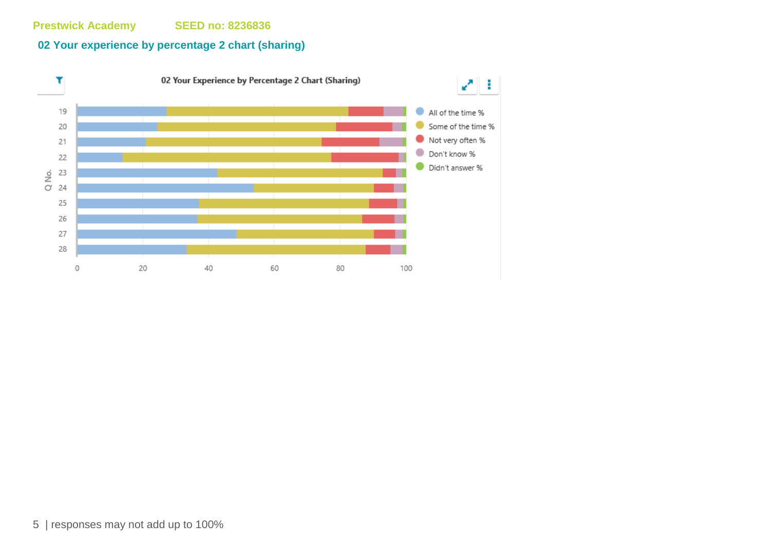Prestwick Academy SEED no: 8236836

## 02 Your experience by percentage 2 chart (sharing)

02 Your Experience by Percentage 2 Chart (Sharing)

Q No.: 19, 20, 21, 22, 23, 24, 25, 26, 27, 28

0 20 40 60 80 100

- All of the time %
- Some of the time %
- Not very often %
- Don't know %
- Didn't answer %

| responses may not add up to 100%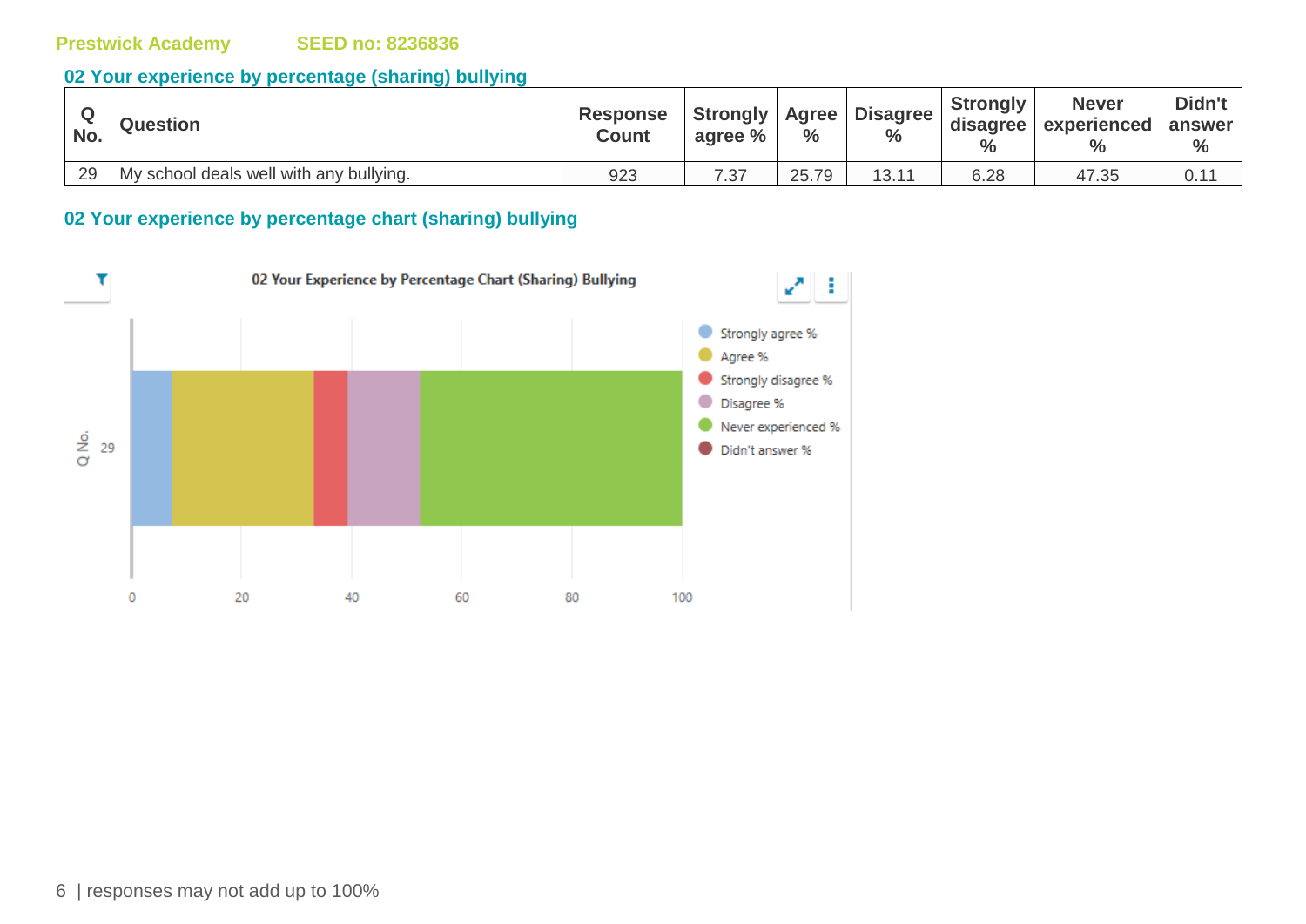Prestwick Academy SEED no: 8236836

## 02 Your experience by percentage (sharing) bullying

| Q No. | Question | Response Count | Strongly agree % | Agree % | Disagree % | Strongly disagree % | Never experienced % | Didn't answer % |
|---|---|---|---|---|---|---|---|---|
| 29 | My school deals well with any bullying. | 923 | 7.37 | 25.79 | 13.11 | 6.28 | 47.35 | 0.11 |

## 02 Your experience by percentage chart (sharing) bullying

02 Your Experience by Percentage Chart (Sharing) Bullying

| responses may not add up to 100%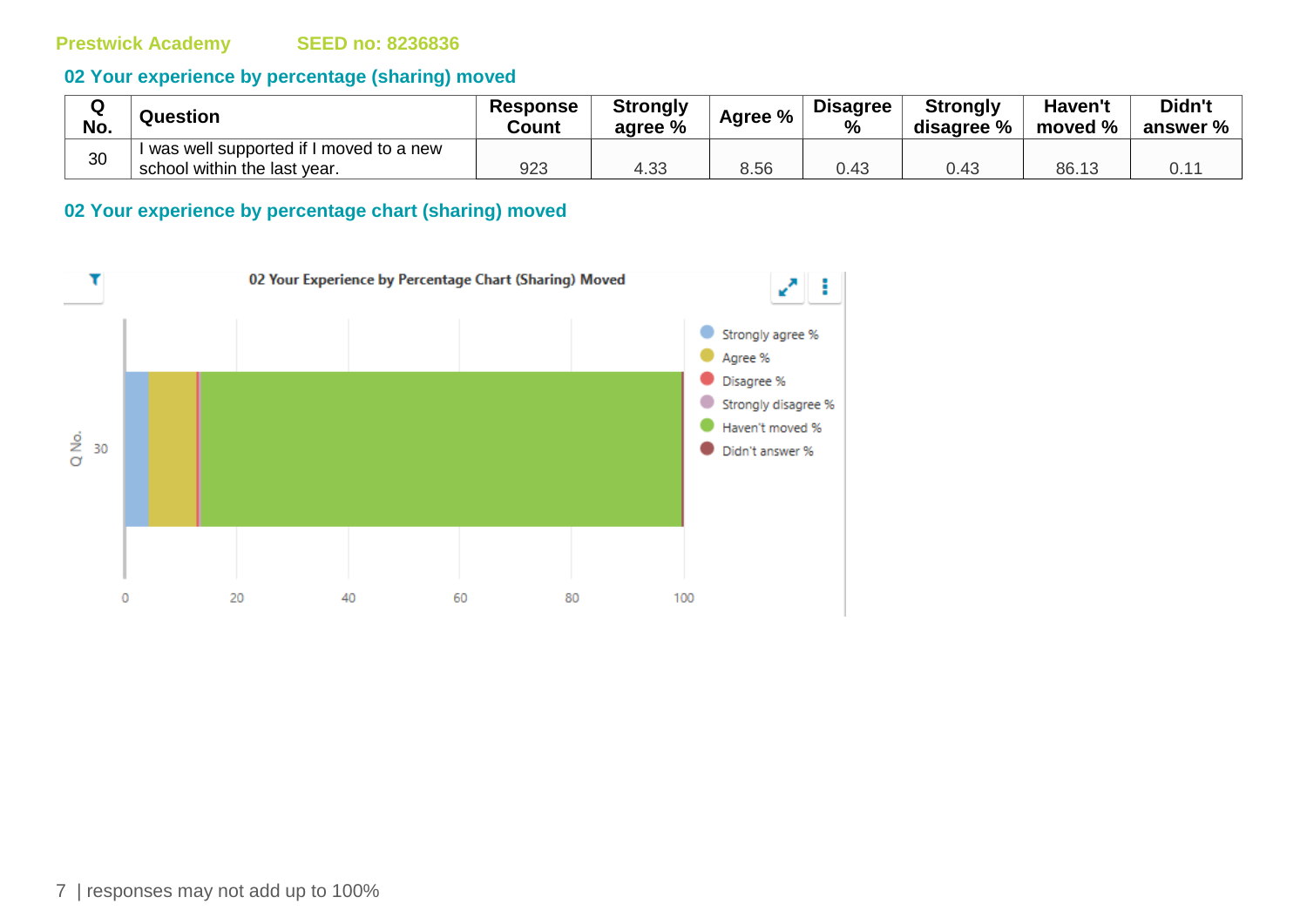Prestwick Academy SEED no: 8236836

## 02 Your experience by percentage (sharing) moved

| Q No. | Question | Response Count | Strongly agree % | Agree % | Disagree % | Strongly disagree % | Haven't moved % | Didn't answer % |
|---|---|---|---|---|---|---|---|---|
| 30 | I was well supported if I moved to a new school within the last year. | 923 | 4.33 | 8.56 | 0.43 | 0.43 | 86.13 | 0.11 |

## 02 Your experience by percentage chart (sharing) moved

responses may not add up to 100%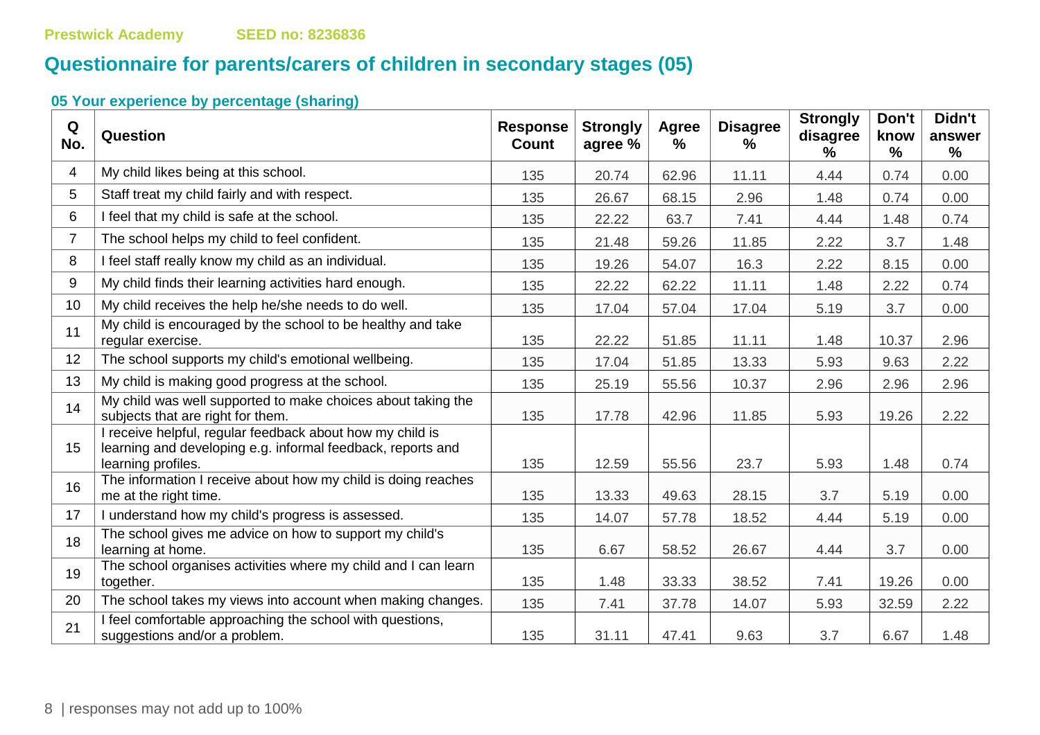Prestwick Academy SEED no: 8236836

# Questionnaire for parents/carers of children in secondary stages (05)

### 05 Your experience by percentage (sharing)

| Q No. | Question | Response Count | Strongly agree % | Agree % | Disagree % | Strongly disagree % | Don't know % | Didn't answer % |
|---|---|---|---|---|---|---|---|---|
| 4 | My child likes being at this school. | 135 | 20.74 | 62.96 | 11.11 | 4.44 | 0.74 | 0.00 |
| 5 | Staff treat my child fairly and with respect. | 135 | 26.67 | 68.15 | 2.96 | 1.48 | 0.74 | 0.00 |
| 6 | I feel that my child is safe at the school. | 135 | 22.22 | 63.7 | 7.41 | 4.44 | 1.48 | 0.74 |
| 7 | The school helps my child to feel confident. | 135 | 21.48 | 59.26 | 11.85 | 2.22 | 3.7 | 1.48 |
| 8 | I feel staff really know my child as an individual. | 135 | 19.26 | 54.07 | 16.3 | 2.22 | 8.15 | 0.00 |
| 9 | My child finds their learning activities hard enough. | 135 | 22.22 | 62.22 | 11.11 | 1.48 | 2.22 | 0.74 |
| 10 | My child receives the help he/she needs to do well. | 135 | 17.04 | 57.04 | 17.04 | 5.19 | 3.7 | 0.00 |
| 11 | My child is encouraged by the school to be healthy and take regular exercise. | 135 | 22.22 | 51.85 | 11.11 | 1.48 | 10.37 | 2.96 |
| 12 | The school supports my child's emotional wellbeing. | 135 | 17.04 | 51.85 | 13.33 | 5.93 | 9.63 | 2.22 |
| 13 | My child is making good progress at the school. | 135 | 25.19 | 55.56 | 10.37 | 2.96 | 2.96 | 2.96 |
| 14 | My child was well supported to make choices about taking the subjects that are right for them. | 135 | 17.78 | 42.96 | 11.85 | 5.93 | 19.26 | 2.22 |
| 15 | I receive helpful, regular feedback about how my child is learning and developing e.g. informal feedback, reports and learning profiles. | 135 | 12.59 | 55.56 | 23.7 | 5.93 | 1.48 | 0.74 |
| 16 | The information I receive about how my child is doing reaches me at the right time. | 135 | 13.33 | 49.63 | 28.15 | 3.7 | 5.19 | 0.00 |
| 17 | I understand how my child's progress is assessed. | 135 | 14.07 | 57.78 | 18.52 | 4.44 | 5.19 | 0.00 |
| 18 | The school gives me advice on how to support my child's learning at home. | 135 | 6.67 | 58.52 | 26.67 | 4.44 | 3.7 | 0.00 |
| 19 | The school organises activities where my child and I can learn together. | 135 | 1.48 | 33.33 | 38.52 | 7.41 | 19.26 | 0.00 |
| 20 | The school takes my views into account when making changes. | 135 | 7.41 | 37.78 | 14.07 | 5.93 | 32.59 | 2.22 |
| 21 | I feel comfortable approaching the school with questions, suggestions and/or a problem. | 135 | 31.11 | 47.41 | 9.63 | 3.7 | 6.67 | 1.48 |

responses may not add up to 100%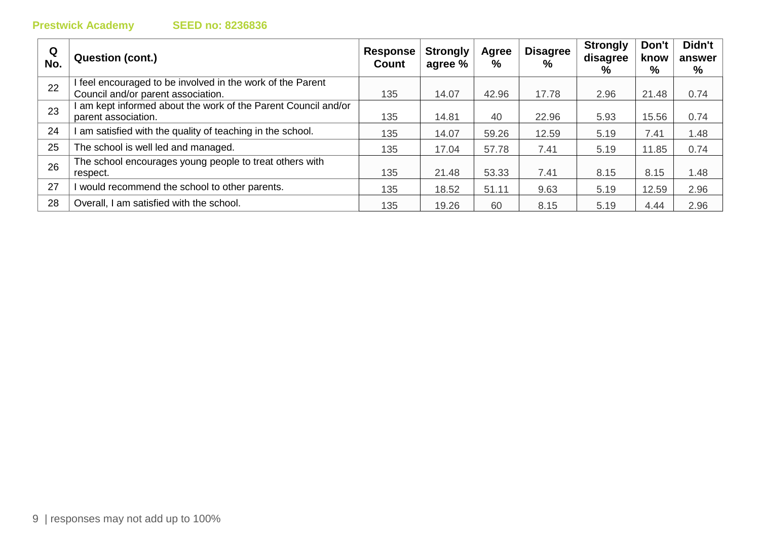**Prestwick Academy** **SEED no: 8236836**

| Q No. | Question (cont.) | Response Count | Strongly agree % | Agree % | Disagree % | Strongly disagree % | Don't know % | Didn't answer % |
|---|---|---|---|---|---|---|---|---|
| 22 | I feel encouraged to be involved in the work of the Parent Council and/or parent association. | 135 | 14.07 | 42.96 | 17.78 | 2.96 | 21.48 | 0.74 |
| 23 | I am kept informed about the work of the Parent Council and/or parent association. | 135 | 14.81 | 40 | 22.96 | 5.93 | 15.56 | 0.74 |
| 24 | I am satisfied with the quality of teaching in the school. | 135 | 14.07 | 59.26 | 12.59 | 5.19 | 7.41 | 1.48 |
| 25 | The school is well led and managed. | 135 | 17.04 | 57.78 | 7.41 | 5.19 | 11.85 | 0.74 |
| 26 | The school encourages young people to treat others with respect. | 135 | 21.48 | 53.33 | 7.41 | 8.15 | 8.15 | 1.48 |
| 27 | I would recommend the school to other parents. | 135 | 18.52 | 51.11 | 9.63 | 5.19 | 12.59 | 2.96 |
| 28 | Overall, I am satisfied with the school. | 135 | 19.26 | 60 | 8.15 | 5.19 | 4.44 | 2.96 |

responses may not add up to 100%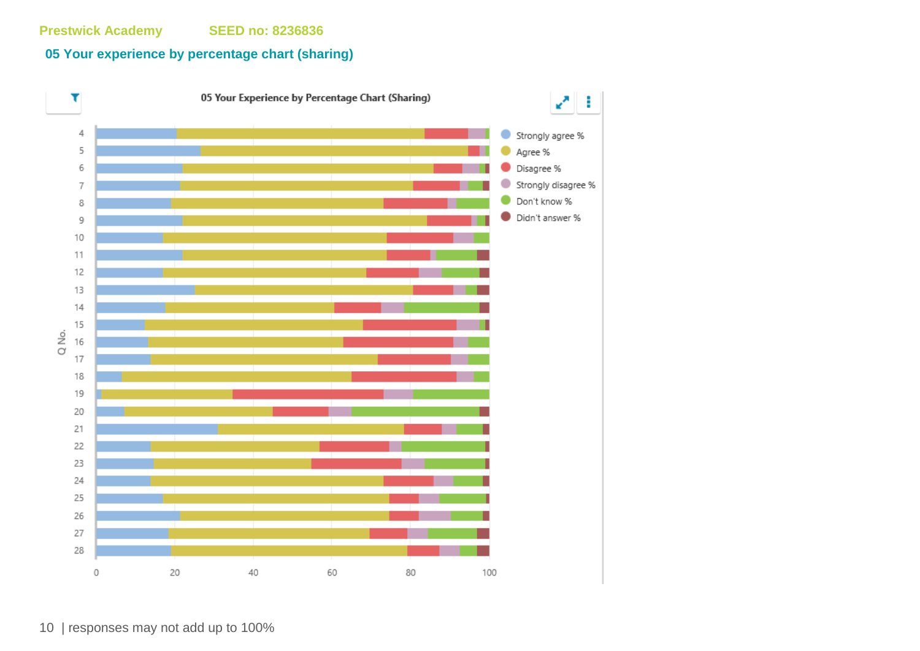Prestwick Academy SEED no: 8236836

## 05 Your experience by percentage chart (sharing)

05 Your Experience by Percentage Chart (Sharing)

Legend: Strongly agree %, Agree %, Disagree %, Strongly disagree %, Don't know %, Didn't answer %

Q No. 4–28 (x-axis: 0, 20, 40, 60, 80, 100)

responses may not add up to 100%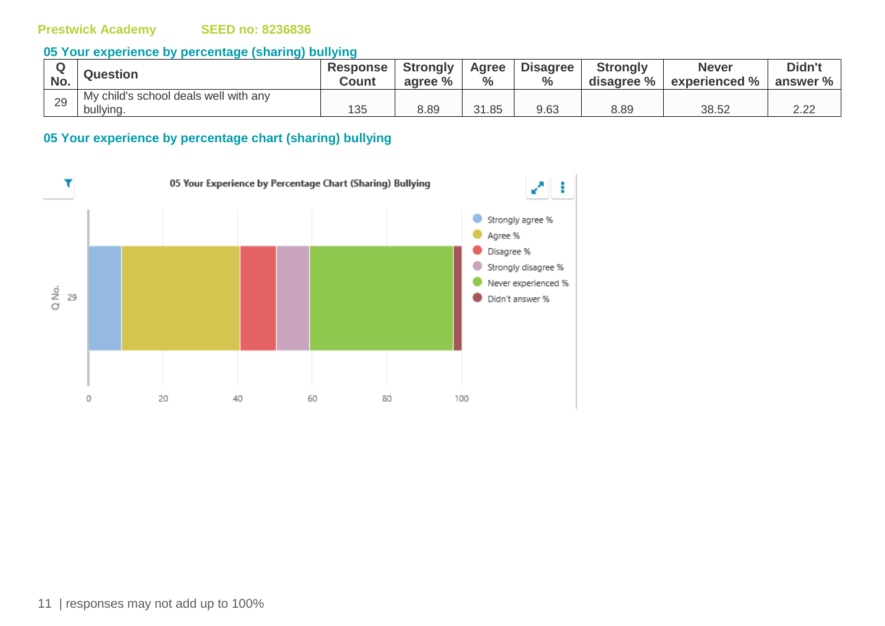Prestwick Academy SEED no: 8236836

## 05 Your experience by percentage (sharing) bullying

| Q No. | Question | Response Count | Strongly agree % | Agree % | Disagree % | Strongly disagree % | Never experienced % | Didn't answer % |
|---|---|---|---|---|---|---|---|---|
| 29 | My child's school deals well with any bullying. | 135 | 8.89 | 31.85 | 9.63 | 8.89 | 38.52 | 2.22 |

## 05 Your experience by percentage chart (sharing) bullying

05 Your Experience by Percentage Chart (Sharing) Bullying

Strongly agree % | Agree % | Disagree % | Strongly disagree % | Never experienced % | Didn't answer %

Q No. 29

0 20 40 60 80 100

| responses may not add up to 100%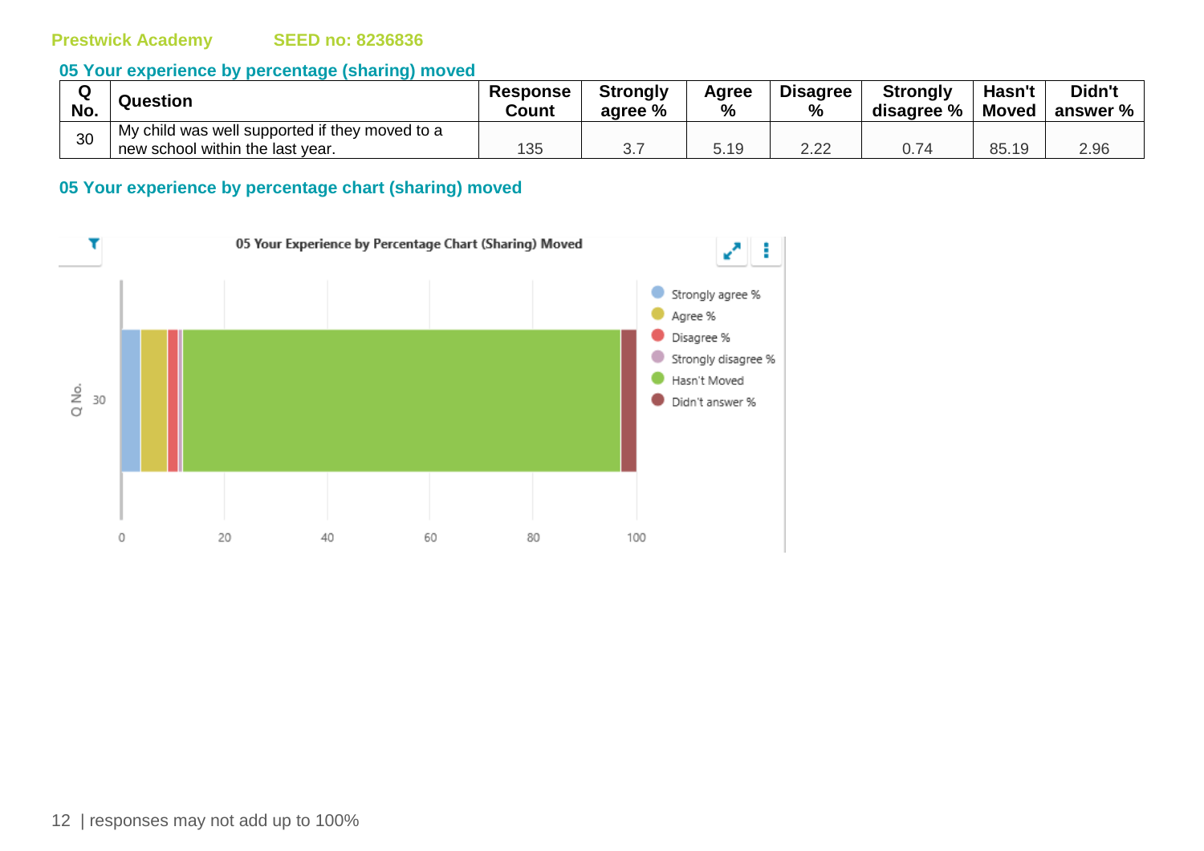Prestwick Academy SEED no: 8236836

## 05 Your experience by percentage (sharing) moved

| Q No. | Question | Response Count | Strongly agree % | Agree % | Disagree % | Strongly disagree % | Hasn't Moved | Didn't answer % |
|---|---|---|---|---|---|---|---|---|
| 30 | My child was well supported if they moved to a new school within the last year. | 135 | 3.7 | 5.19 | 2.22 | 0.74 | 85.19 | 2.96 |

## 05 Your experience by percentage chart (sharing) moved

05 Your Experience by Percentage Chart (Sharing) Moved

responses may not add up to 100%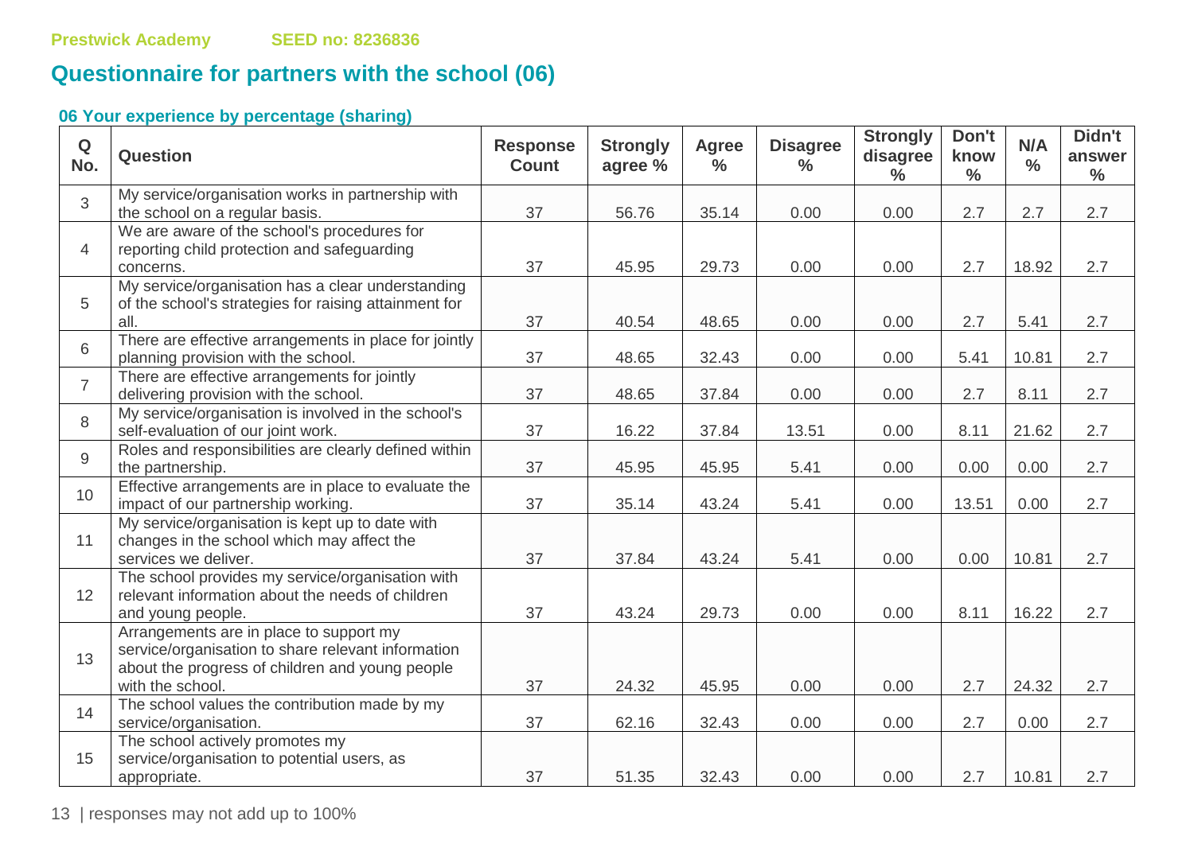Prestwick Academy SEED no: 8236836

## Questionnaire for partners with the school (06)

### 06 Your experience by percentage (sharing)

| Q No. | Question | Response Count | Strongly agree % | Agree % | Disagree % | Strongly disagree % | Don't know % | N/A % | Didn't answer % |
|---|---|---|---|---|---|---|---|---|---|
| 3 | My service/organisation works in partnership with the school on a regular basis. | 37 | 56.76 | 35.14 | 0.00 | 0.00 | 2.7 | 2.7 | 2.7 |
| 4 | We are aware of the school's procedures for reporting child protection and safeguarding concerns. | 37 | 45.95 | 29.73 | 0.00 | 0.00 | 2.7 | 18.92 | 2.7 |
| 5 | My service/organisation has a clear understanding of the school's strategies for raising attainment for all. | 37 | 40.54 | 48.65 | 0.00 | 0.00 | 2.7 | 5.41 | 2.7 |
| 6 | There are effective arrangements in place for jointly planning provision with the school. | 37 | 48.65 | 32.43 | 0.00 | 0.00 | 5.41 | 10.81 | 2.7 |
| 7 | There are effective arrangements for jointly delivering provision with the school. | 37 | 48.65 | 37.84 | 0.00 | 0.00 | 2.7 | 8.11 | 2.7 |
| 8 | My service/organisation is involved in the school's self-evaluation of our joint work. | 37 | 16.22 | 37.84 | 13.51 | 0.00 | 8.11 | 21.62 | 2.7 |
| 9 | Roles and responsibilities are clearly defined within the partnership. | 37 | 45.95 | 45.95 | 5.41 | 0.00 | 0.00 | 0.00 | 2.7 |
| 10 | Effective arrangements are in place to evaluate the impact of our partnership working. | 37 | 35.14 | 43.24 | 5.41 | 0.00 | 13.51 | 0.00 | 2.7 |
| 11 | My service/organisation is kept up to date with changes in the school which may affect the services we deliver. | 37 | 37.84 | 43.24 | 5.41 | 0.00 | 0.00 | 10.81 | 2.7 |
| 12 | The school provides my service/organisation with relevant information about the needs of children and young people. | 37 | 43.24 | 29.73 | 0.00 | 0.00 | 8.11 | 16.22 | 2.7 |
| 13 | Arrangements are in place to support my service/organisation to share relevant information about the progress of children and young people with the school. | 37 | 24.32 | 45.95 | 0.00 | 0.00 | 2.7 | 24.32 | 2.7 |
| 14 | The school values the contribution made by my service/organisation. | 37 | 62.16 | 32.43 | 0.00 | 0.00 | 2.7 | 0.00 | 2.7 |
| 15 | The school actively promotes my service/organisation to potential users, as appropriate. | 37 | 51.35 | 32.43 | 0.00 | 0.00 | 2.7 | 10.81 | 2.7 |

responses may not add up to 100%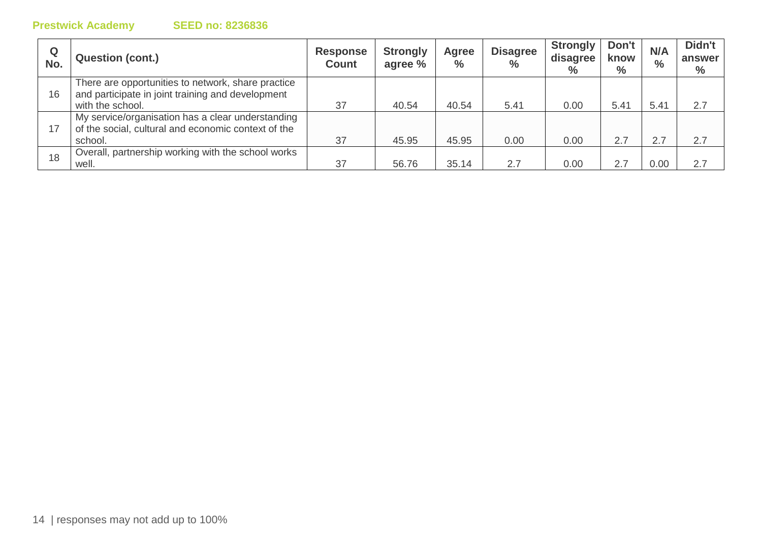| Q No. | Question (cont.) | Response Count | Strongly agree % | Agree % | Disagree % | Strongly disagree % | Don't know % | N/A % | Didn't answer % |
|---|---|---|---|---|---|---|---|---|---|
| 16 | There are opportunities to network, share practice and participate in joint training and development with the school. | 37 | 40.54 | 40.54 | 5.41 | 0.00 | 5.41 | 5.41 | 2.7 |
| 17 | My service/organisation has a clear understanding of the social, cultural and economic context of the school. | 37 | 45.95 | 45.95 | 0.00 | 0.00 | 2.7 | 2.7 | 2.7 |
| 18 | Overall, partnership working with the school works well. | 37 | 56.76 | 35.14 | 2.7 | 0.00 | 2.7 | 0.00 | 2.7 |

responses may not add up to 100%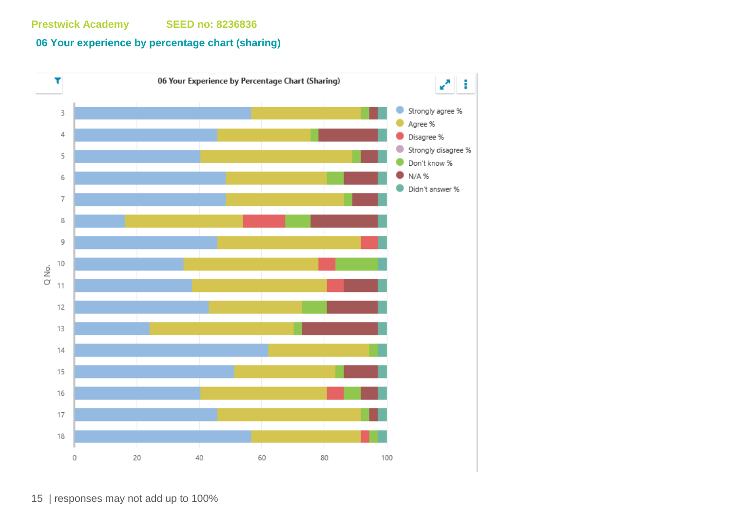Prestwick Academy SEED no: 8236836

## 06 Your experience by percentage chart (sharing)

06 Your Experience by Percentage Chart (Sharing)

Legend: Strongly agree % | Agree % | Disagree % | Strongly disagree % | Don't know % | N/A % | Didn't answer %

Q No.: 3, 4, 5, 6, 7, 8, 9, 10, 11, 12, 13, 14, 15, 16, 17, 18

Axis: 0, 20, 40, 60, 80, 100

| responses may not add up to 100%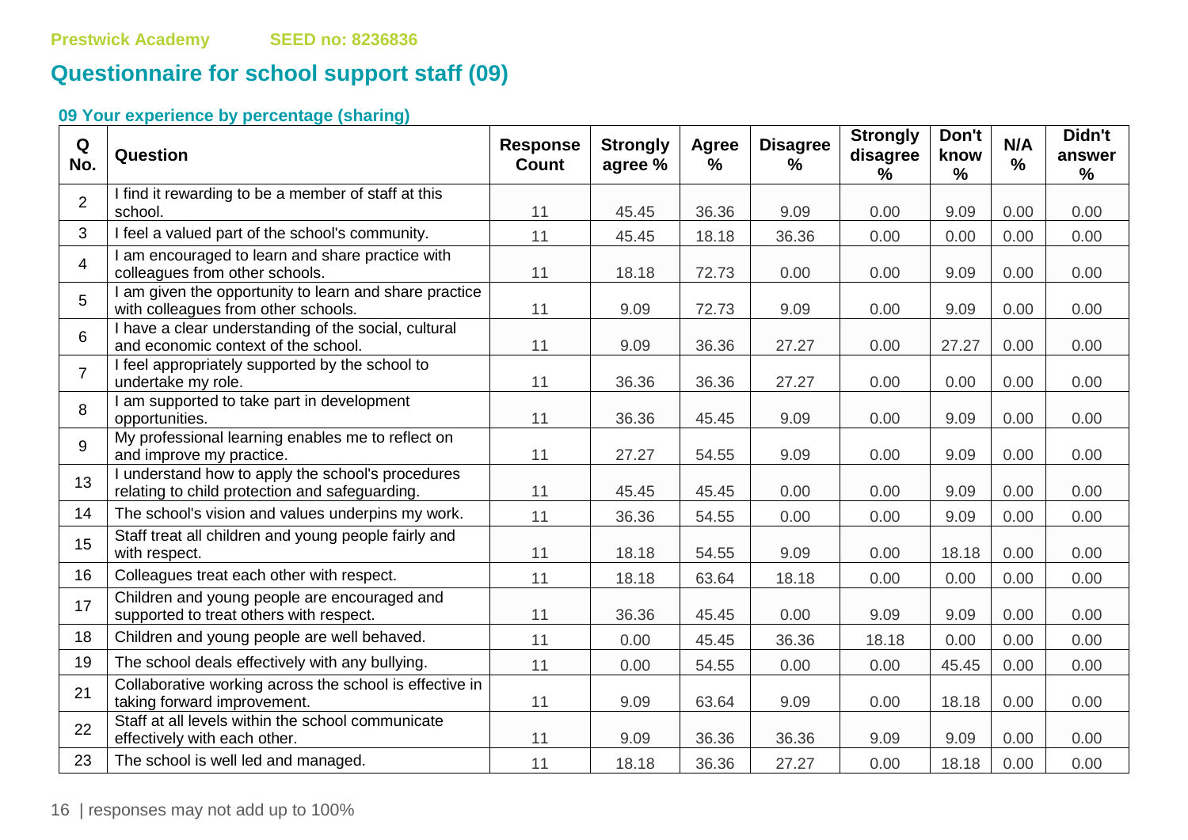Prestwick Academy SEED no: 8236836

# Questionnaire for school support staff (09)

### 09 Your experience by percentage (sharing)

| Q No. | Question | Response Count | Strongly agree % | Agree % | Disagree % | Strongly disagree % | Don't know % | N/A % | Didn't answer % |
|---|---|---|---|---|---|---|---|---|---|
| 2 | I find it rewarding to be a member of staff at this school. | 11 | 45.45 | 36.36 | 9.09 | 0.00 | 9.09 | 0.00 | 0.00 |
| 3 | I feel a valued part of the school's community. | 11 | 45.45 | 18.18 | 36.36 | 0.00 | 0.00 | 0.00 | 0.00 |
| 4 | I am encouraged to learn and share practice with colleagues from other schools. | 11 | 18.18 | 72.73 | 0.00 | 0.00 | 9.09 | 0.00 | 0.00 |
| 5 | I am given the opportunity to learn and share practice with colleagues from other schools. | 11 | 9.09 | 72.73 | 9.09 | 0.00 | 9.09 | 0.00 | 0.00 |
| 6 | I have a clear understanding of the social, cultural and economic context of the school. | 11 | 9.09 | 36.36 | 27.27 | 0.00 | 27.27 | 0.00 | 0.00 |
| 7 | I feel appropriately supported by the school to undertake my role. | 11 | 36.36 | 36.36 | 27.27 | 0.00 | 0.00 | 0.00 | 0.00 |
| 8 | I am supported to take part in development opportunities. | 11 | 36.36 | 45.45 | 9.09 | 0.00 | 9.09 | 0.00 | 0.00 |
| 9 | My professional learning enables me to reflect on and improve my practice. | 11 | 27.27 | 54.55 | 9.09 | 0.00 | 9.09 | 0.00 | 0.00 |
| 13 | I understand how to apply the school's procedures relating to child protection and safeguarding. | 11 | 45.45 | 45.45 | 0.00 | 0.00 | 9.09 | 0.00 | 0.00 |
| 14 | The school's vision and values underpins my work. | 11 | 36.36 | 54.55 | 0.00 | 0.00 | 9.09 | 0.00 | 0.00 |
| 15 | Staff treat all children and young people fairly and with respect. | 11 | 18.18 | 54.55 | 9.09 | 0.00 | 18.18 | 0.00 | 0.00 |
| 16 | Colleagues treat each other with respect. | 11 | 18.18 | 63.64 | 18.18 | 0.00 | 0.00 | 0.00 | 0.00 |
| 17 | Children and young people are encouraged and supported to treat others with respect. | 11 | 36.36 | 45.45 | 0.00 | 9.09 | 9.09 | 0.00 | 0.00 |
| 18 | Children and young people are well behaved. | 11 | 0.00 | 45.45 | 36.36 | 18.18 | 0.00 | 0.00 | 0.00 |
| 19 | The school deals effectively with any bullying. | 11 | 0.00 | 54.55 | 0.00 | 0.00 | 45.45 | 0.00 | 0.00 |
| 21 | Collaborative working across the school is effective in taking forward improvement. | 11 | 9.09 | 63.64 | 9.09 | 0.00 | 18.18 | 0.00 | 0.00 |
| 22 | Staff at all levels within the school communicate effectively with each other. | 11 | 9.09 | 36.36 | 36.36 | 9.09 | 9.09 | 0.00 | 0.00 |
| 23 | The school is well led and managed. | 11 | 18.18 | 36.36 | 27.27 | 0.00 | 18.18 | 0.00 | 0.00 |

responses may not add up to 100%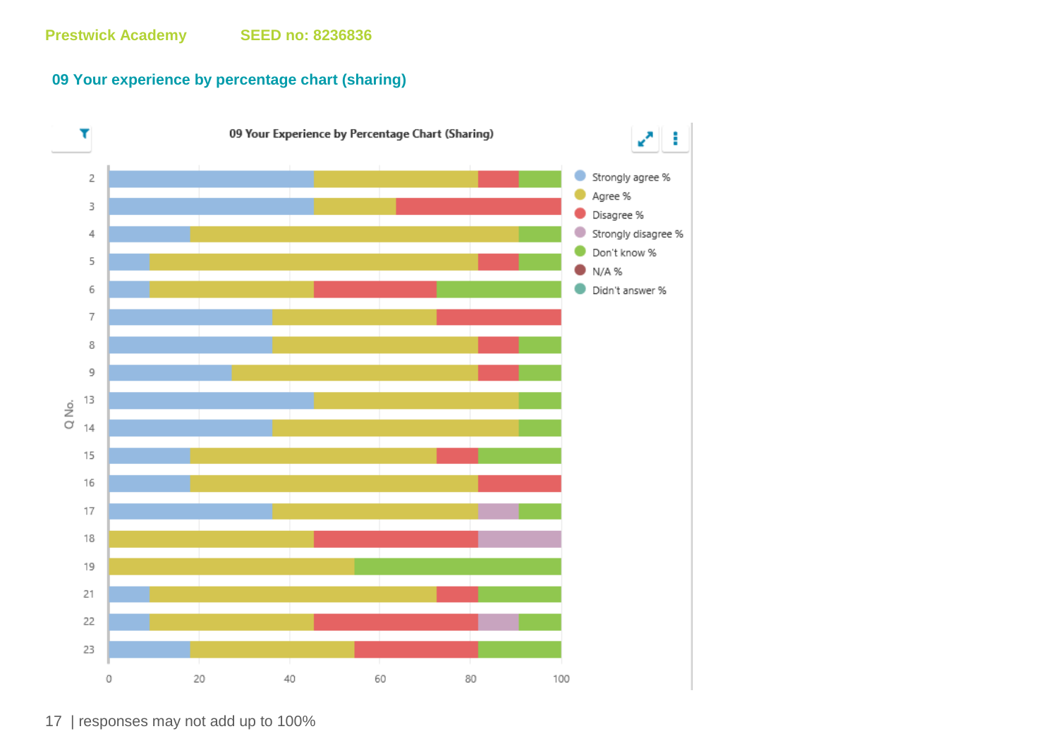Prestwick Academy SEED no: 8236836

## 09 Your experience by percentage chart (sharing)

09 Your Experience by Percentage Chart (Sharing)

Strongly agree %
Agree %
Disagree %
Strongly disagree %
Don't know %
N/A %
Didn't answer %

Q No.

2, 3, 4, 5, 6, 7, 8, 9, 13, 14, 15, 16, 17, 18, 19, 21, 22, 23

0, 20, 40, 60, 80, 100

| responses may not add up to 100%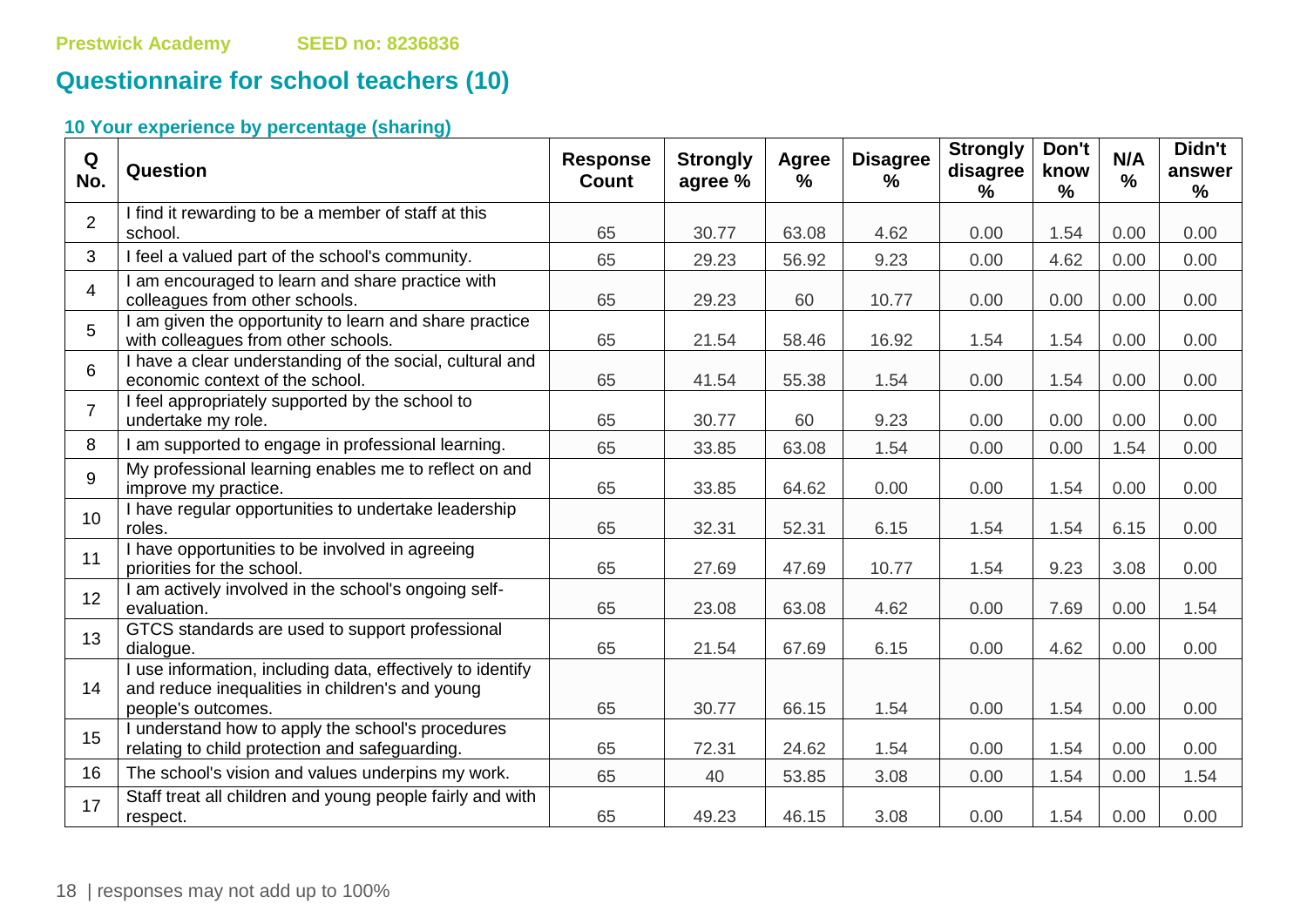Prestwick Academy SEED no: 8236836

## Questionnaire for school teachers (10)

### 10 Your experience by percentage (sharing)

| Q No. | Question | Response Count | Strongly agree % | Agree % | Disagree % | Strongly disagree % | Don't know % | N/A % | Didn't answer % |
|---|---|---|---|---|---|---|---|---|---|
| 2 | I find it rewarding to be a member of staff at this school. | 65 | 30.77 | 63.08 | 4.62 | 0.00 | 1.54 | 0.00 | 0.00 |
| 3 | I feel a valued part of the school's community. | 65 | 29.23 | 56.92 | 9.23 | 0.00 | 4.62 | 0.00 | 0.00 |
| 4 | I am encouraged to learn and share practice with colleagues from other schools. | 65 | 29.23 | 60 | 10.77 | 0.00 | 0.00 | 0.00 | 0.00 |
| 5 | I am given the opportunity to learn and share practice with colleagues from other schools. | 65 | 21.54 | 58.46 | 16.92 | 1.54 | 1.54 | 0.00 | 0.00 |
| 6 | I have a clear understanding of the social, cultural and economic context of the school. | 65 | 41.54 | 55.38 | 1.54 | 0.00 | 1.54 | 0.00 | 0.00 |
| 7 | I feel appropriately supported by the school to undertake my role. | 65 | 30.77 | 60 | 9.23 | 0.00 | 0.00 | 0.00 | 0.00 |
| 8 | I am supported to engage in professional learning. | 65 | 33.85 | 63.08 | 1.54 | 0.00 | 0.00 | 1.54 | 0.00 |
| 9 | My professional learning enables me to reflect on and improve my practice. | 65 | 33.85 | 64.62 | 0.00 | 0.00 | 1.54 | 0.00 | 0.00 |
| 10 | I have regular opportunities to undertake leadership roles. | 65 | 32.31 | 52.31 | 6.15 | 1.54 | 1.54 | 6.15 | 0.00 |
| 11 | I have opportunities to be involved in agreeing priorities for the school. | 65 | 27.69 | 47.69 | 10.77 | 1.54 | 9.23 | 3.08 | 0.00 |
| 12 | I am actively involved in the school's ongoing self-evaluation. | 65 | 23.08 | 63.08 | 4.62 | 0.00 | 7.69 | 0.00 | 1.54 |
| 13 | GTCS standards are used to support professional dialogue. | 65 | 21.54 | 67.69 | 6.15 | 0.00 | 4.62 | 0.00 | 0.00 |
| 14 | I use information, including data, effectively to identify and reduce inequalities in children's and young people's outcomes. | 65 | 30.77 | 66.15 | 1.54 | 0.00 | 1.54 | 0.00 | 0.00 |
| 15 | I understand how to apply the school's procedures relating to child protection and safeguarding. | 65 | 72.31 | 24.62 | 1.54 | 0.00 | 1.54 | 0.00 | 0.00 |
| 16 | The school's vision and values underpins my work. | 65 | 40 | 53.85 | 3.08 | 0.00 | 1.54 | 0.00 | 1.54 |
| 17 | Staff treat all children and young people fairly and with respect. | 65 | 49.23 | 46.15 | 3.08 | 0.00 | 1.54 | 0.00 | 0.00 |

responses may not add up to 100%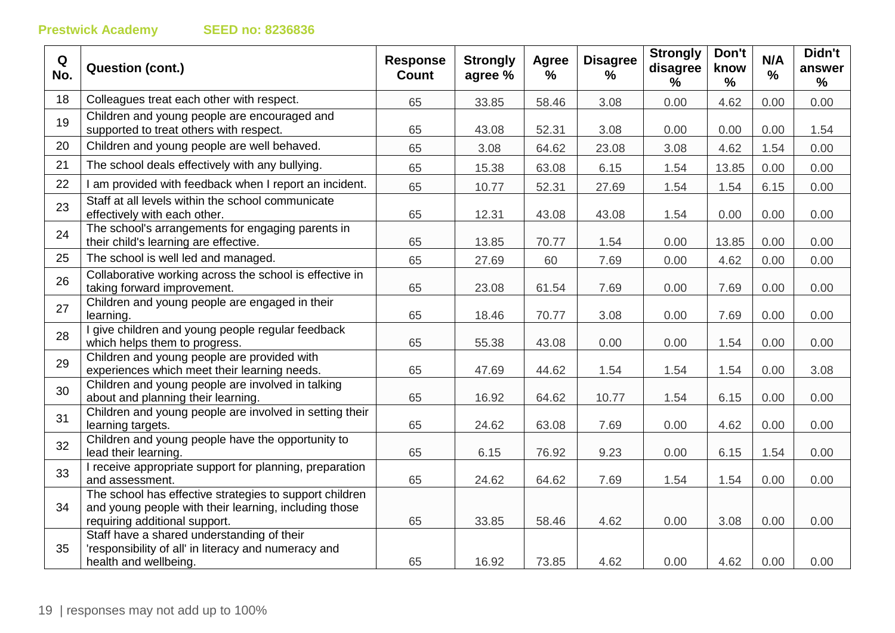**Prestwick Academy** **SEED no: 8236836**

| Q No. | Question (cont.) | Response Count | Strongly agree % | Agree % | Disagree % | Strongly disagree % | Don't know % | N/A % | Didn't answer % |
|---|---|---|---|---|---|---|---|---|---|
| 18 | Colleagues treat each other with respect. | 65 | 33.85 | 58.46 | 3.08 | 0.00 | 4.62 | 0.00 | 0.00 |
| 19 | Children and young people are encouraged and supported to treat others with respect. | 65 | 43.08 | 52.31 | 3.08 | 0.00 | 0.00 | 0.00 | 1.54 |
| 20 | Children and young people are well behaved. | 65 | 3.08 | 64.62 | 23.08 | 3.08 | 4.62 | 1.54 | 0.00 |
| 21 | The school deals effectively with any bullying. | 65 | 15.38 | 63.08 | 6.15 | 1.54 | 13.85 | 0.00 | 0.00 |
| 22 | I am provided with feedback when I report an incident. | 65 | 10.77 | 52.31 | 27.69 | 1.54 | 1.54 | 6.15 | 0.00 |
| 23 | Staff at all levels within the school communicate effectively with each other. | 65 | 12.31 | 43.08 | 43.08 | 1.54 | 0.00 | 0.00 | 0.00 |
| 24 | The school's arrangements for engaging parents in their child's learning are effective. | 65 | 13.85 | 70.77 | 1.54 | 0.00 | 13.85 | 0.00 | 0.00 |
| 25 | The school is well led and managed. | 65 | 27.69 | 60 | 7.69 | 0.00 | 4.62 | 0.00 | 0.00 |
| 26 | Collaborative working across the school is effective in taking forward improvement. | 65 | 23.08 | 61.54 | 7.69 | 0.00 | 7.69 | 0.00 | 0.00 |
| 27 | Children and young people are engaged in their learning. | 65 | 18.46 | 70.77 | 3.08 | 0.00 | 7.69 | 0.00 | 0.00 |
| 28 | I give children and young people regular feedback which helps them to progress. | 65 | 55.38 | 43.08 | 0.00 | 0.00 | 1.54 | 0.00 | 0.00 |
| 29 | Children and young people are provided with experiences which meet their learning needs. | 65 | 47.69 | 44.62 | 1.54 | 1.54 | 1.54 | 0.00 | 3.08 |
| 30 | Children and young people are involved in talking about and planning their learning. | 65 | 16.92 | 64.62 | 10.77 | 1.54 | 6.15 | 0.00 | 0.00 |
| 31 | Children and young people are involved in setting their learning targets. | 65 | 24.62 | 63.08 | 7.69 | 0.00 | 4.62 | 0.00 | 0.00 |
| 32 | Children and young people have the opportunity to lead their learning. | 65 | 6.15 | 76.92 | 9.23 | 0.00 | 6.15 | 1.54 | 0.00 |
| 33 | I receive appropriate support for planning, preparation and assessment. | 65 | 24.62 | 64.62 | 7.69 | 1.54 | 1.54 | 0.00 | 0.00 |
| 34 | The school has effective strategies to support children and young people with their learning, including those requiring additional support. | 65 | 33.85 | 58.46 | 4.62 | 0.00 | 3.08 | 0.00 | 0.00 |
| 35 | Staff have a shared understanding of their 'responsibility of all' in literacy and numeracy and health and wellbeing. | 65 | 16.92 | 73.85 | 4.62 | 0.00 | 4.62 | 0.00 | 0.00 |

responses may not add up to 100%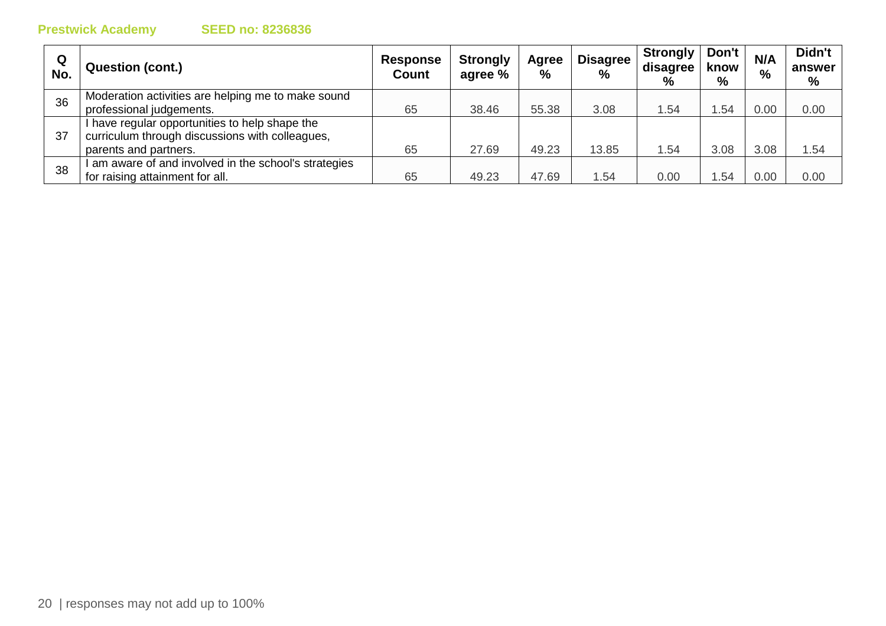Prestwick Academy SEED no: 8236836

| Q No. | Question (cont.) | Response Count | Strongly agree % | Agree % | Disagree % | Strongly disagree % | Don't know % | N/A % | Didn't answer % |
|---|---|---|---|---|---|---|---|---|---|
| 36 | Moderation activities are helping me to make sound professional judgements. | 65 | 38.46 | 55.38 | 3.08 | 1.54 | 1.54 | 0.00 | 0.00 |
| 37 | I have regular opportunities to help shape the curriculum through discussions with colleagues, parents and partners. | 65 | 27.69 | 49.23 | 13.85 | 1.54 | 3.08 | 3.08 | 1.54 |
| 38 | I am aware of and involved in the school's strategies for raising attainment for all. | 65 | 49.23 | 47.69 | 1.54 | 0.00 | 1.54 | 0.00 | 0.00 |

responses may not add up to 100%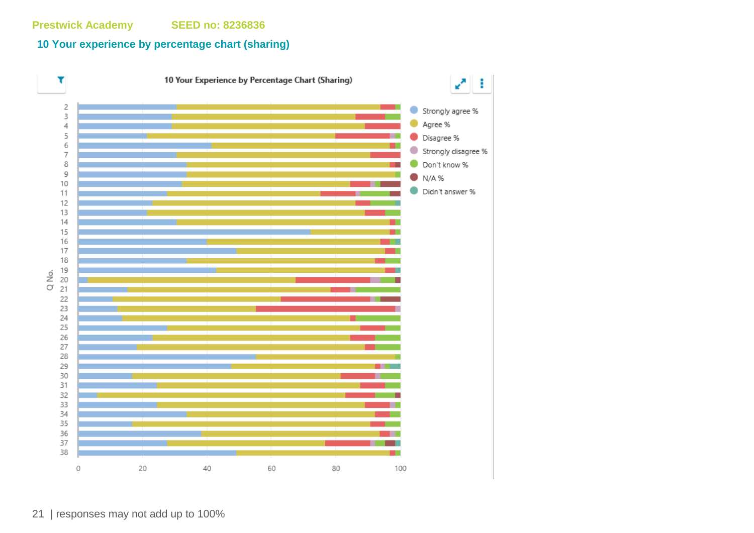Prestwick Academy SEED no: 8236836

## 10 Your experience by percentage chart (sharing)

10 Your Experience by Percentage Chart (Sharing)

Q No.

2
3
4
5
6
7
8
9
10
11
12
13
14
15
16
17
18
19
20
21
22
23
24
25
26
27
28
29
30
31
32
33
34
35
36
37
38

0 20 40 60 80 100

Strongly agree %
Agree %
Disagree %
Strongly disagree %
Don't know %
N/A %
Didn't answer %

| responses may not add up to 100%